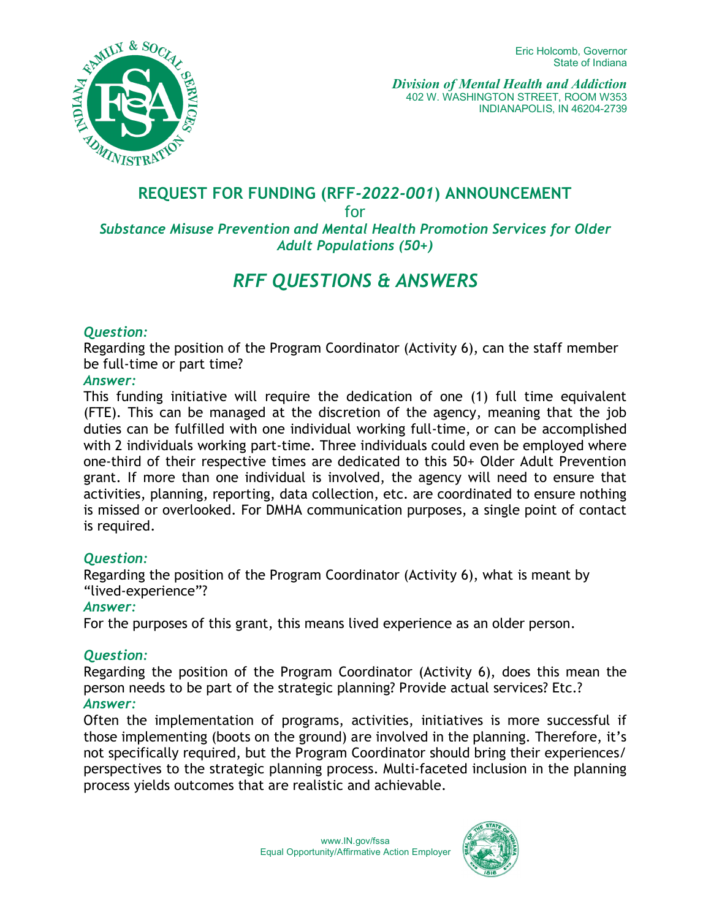Eric Holcomb, Governor
State of Indiana

*Division of Mental Health and Addiction*
402 W. WASHINGTON STREET, ROOM W353
INDIANAPOLIS, IN 46204-2739

## REQUEST FOR FUNDING (RFF-*2022-001*) ANNOUNCEMENT

for

***Substance Misuse Prevention and Mental Health Promotion Services for Older Adult Populations (50+)***

# *RFF QUESTIONS & ANSWERS*

***Question:***
Regarding the position of the Program Coordinator (Activity 6), can the staff member be full-time or part time?
***Answer:***
This funding initiative will require the dedication of one (1) full time equivalent (FTE). This can be managed at the discretion of the agency, meaning that the job duties can be fulfilled with one individual working full-time, or can be accomplished with 2 individuals working part-time. Three individuals could even be employed where one-third of their respective times are dedicated to this 50+ Older Adult Prevention grant. If more than one individual is involved, the agency will need to ensure that activities, planning, reporting, data collection, etc. are coordinated to ensure nothing is missed or overlooked. For DMHA communication purposes, a single point of contact is required.

***Question:***
Regarding the position of the Program Coordinator (Activity 6), what is meant by "lived-experience"?
***Answer:***
For the purposes of this grant, this means lived experience as an older person.

***Question:***
Regarding the position of the Program Coordinator (Activity 6), does this mean the person needs to be part of the strategic planning? Provide actual services? Etc.?
***Answer:***
Often the implementation of programs, activities, initiatives is more successful if those implementing (boots on the ground) are involved in the planning. Therefore, it's not specifically required, but the Program Coordinator should bring their experiences/ perspectives to the strategic planning process. Multi-faceted inclusion in the planning process yields outcomes that are realistic and achievable.

www.IN.gov/fssa
Equal Opportunity/Affirmative Action Employer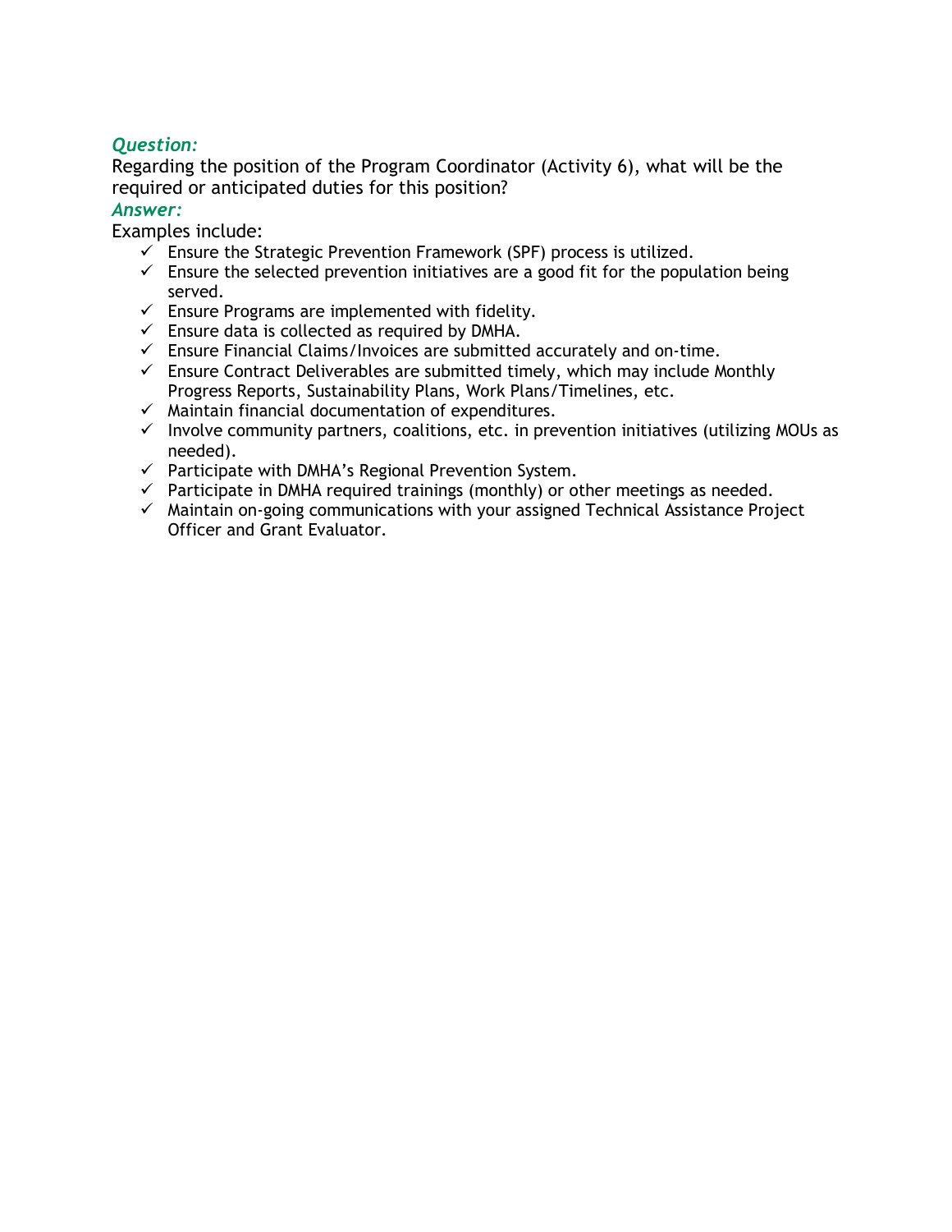***Question:***

Regarding the position of the Program Coordinator (Activity 6), what will be the required or anticipated duties for this position?

***Answer:***

Examples include:

- ✓ Ensure the Strategic Prevention Framework (SPF) process is utilized.
- ✓ Ensure the selected prevention initiatives are a good fit for the population being served.
- ✓ Ensure Programs are implemented with fidelity.
- ✓ Ensure data is collected as required by DMHA.
- ✓ Ensure Financial Claims/Invoices are submitted accurately and on-time.
- ✓ Ensure Contract Deliverables are submitted timely, which may include Monthly Progress Reports, Sustainability Plans, Work Plans/Timelines, etc.
- ✓ Maintain financial documentation of expenditures.
- ✓ Involve community partners, coalitions, etc. in prevention initiatives (utilizing MOUs as needed).
- ✓ Participate with DMHA's Regional Prevention System.
- ✓ Participate in DMHA required trainings (monthly) or other meetings as needed.
- ✓ Maintain on-going communications with your assigned Technical Assistance Project Officer and Grant Evaluator.